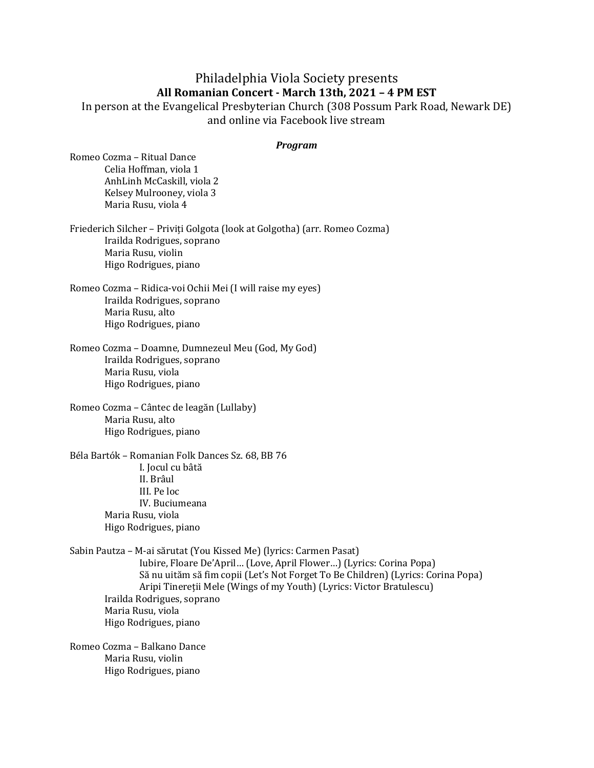Philadelphia Viola Society presents

**All Romanian Concert - March 13th, 2021 – 4 PM EST**

In person at the Evangelical Presbyterian Church (308 Possum Park Road, Newark DE) and online via Facebook live stream

***Program***

Romeo Cozma – Ritual Dance
- Celia Hoffman, viola 1
- AnhLinh McCaskill, viola 2
- Kelsey Mulrooney, viola 3
- Maria Rusu, viola 4

Friederich Silcher – Priviți Golgota (look at Golgotha) (arr. Romeo Cozma)
- Irailda Rodrigues, soprano
- Maria Rusu, violin
- Higo Rodrigues, piano

Romeo Cozma – Ridica-voi Ochii Mei (I will raise my eyes)
- Irailda Rodrigues, soprano
- Maria Rusu, alto
- Higo Rodrigues, piano

Romeo Cozma – Doamne, Dumnezeul Meu (God, My God)
- Irailda Rodrigues, soprano
- Maria Rusu, viola
- Higo Rodrigues, piano

Romeo Cozma – Cântec de leagăn (Lullaby)
- Maria Rusu, alto
- Higo Rodrigues, piano

Béla Bartók – Romanian Folk Dances Sz. 68, BB 76
- I. Jocul cu bâtă
- II. Brâul
- III. Pe loc
- IV. Buciumeana
- Maria Rusu, viola
- Higo Rodrigues, piano

Sabin Pautza – M-ai sărutat (You Kissed Me) (lyrics: Carmen Pasat)
- Iubire, Floare De'April… (Love, April Flower…) (Lyrics: Corina Popa)
- Să nu uităm să fim copii (Let's Not Forget To Be Children) (Lyrics: Corina Popa)
- Aripi Tinereții Mele (Wings of my Youth) (Lyrics: Victor Bratulescu)
- Irailda Rodrigues, soprano
- Maria Rusu, viola
- Higo Rodrigues, piano

Romeo Cozma – Balkano Dance
- Maria Rusu, violin
- Higo Rodrigues, piano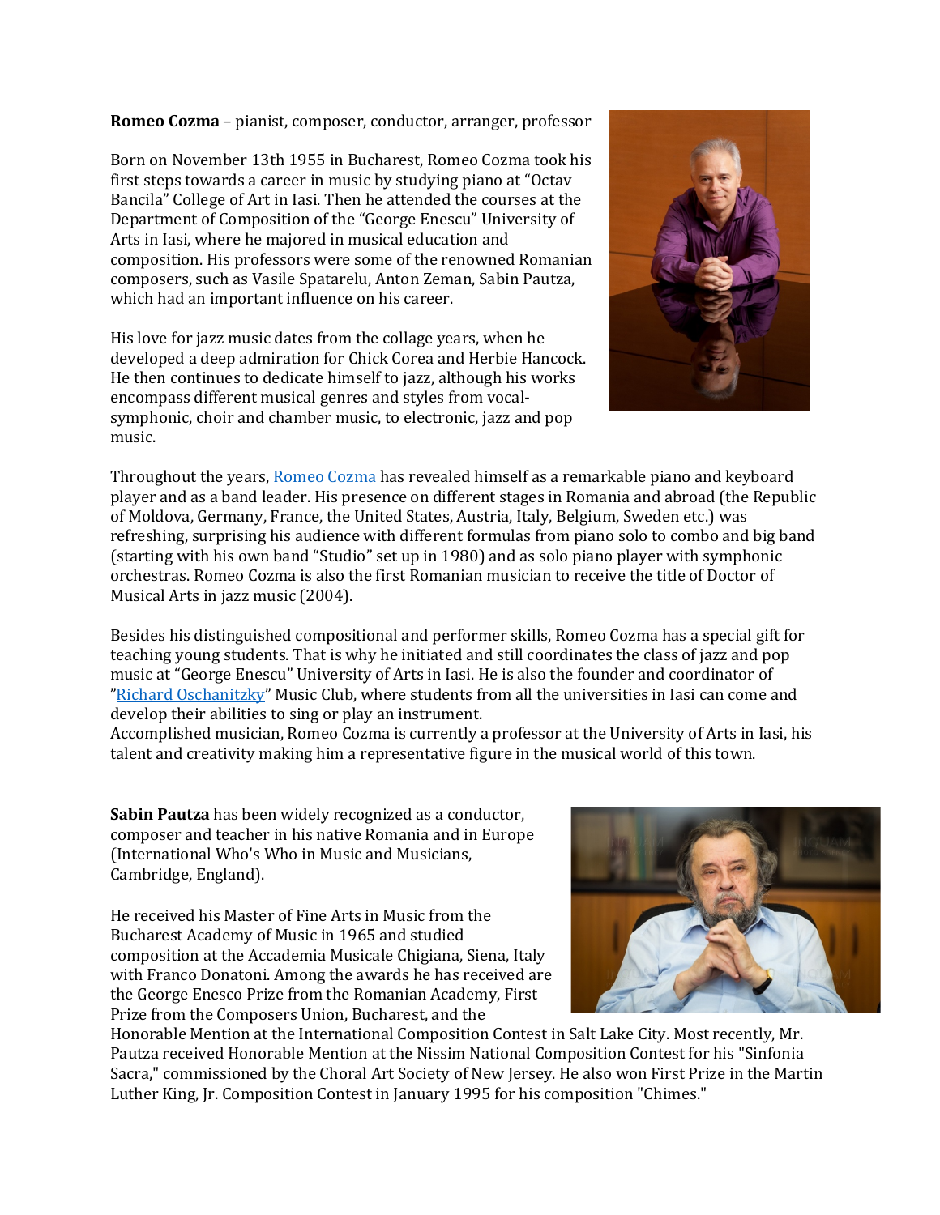**Romeo Cozma** – pianist, composer, conductor, arranger, professor

Born on November 13th 1955 in Bucharest, Romeo Cozma took his first steps towards a career in music by studying piano at "Octav Bancila" College of Art in Iasi. Then he attended the courses at the Department of Composition of the "George Enescu" University of Arts in Iasi, where he majored in musical education and composition. His professors were some of the renowned Romanian composers, such as Vasile Spatarelu, Anton Zeman, Sabin Pautza, which had an important influence on his career.

His love for jazz music dates from the collage years, when he developed a deep admiration for Chick Corea and Herbie Hancock. He then continues to dedicate himself to jazz, although his works encompass different musical genres and styles from vocal-symphonic, choir and chamber music, to electronic, jazz and pop music.

Throughout the years, Romeo Cozma has revealed himself as a remarkable piano and keyboard player and as a band leader. His presence on different stages in Romania and abroad (the Republic of Moldova, Germany, France, the United States, Austria, Italy, Belgium, Sweden etc.) was refreshing, surprising his audience with different formulas from piano solo to combo and big band (starting with his own band "Studio" set up in 1980) and as solo piano player with symphonic orchestras. Romeo Cozma is also the first Romanian musician to receive the title of Doctor of Musical Arts in jazz music (2004).

Besides his distinguished compositional and performer skills, Romeo Cozma has a special gift for teaching young students. That is why he initiated and still coordinates the class of jazz and pop music at "George Enescu" University of Arts in Iasi. He is also the founder and coordinator of "Richard Oschanitzky" Music Club, where students from all the universities in Iasi can come and develop their abilities to sing or play an instrument.
Accomplished musician, Romeo Cozma is currently a professor at the University of Arts in Iasi, his talent and creativity making him a representative figure in the musical world of this town.

**Sabin Pautza** has been widely recognized as a conductor, composer and teacher in his native Romania and in Europe (International Who's Who in Music and Musicians, Cambridge, England).

He received his Master of Fine Arts in Music from the Bucharest Academy of Music in 1965 and studied composition at the Accademia Musicale Chigiana, Siena, Italy with Franco Donatoni. Among the awards he has received are the George Enesco Prize from the Romanian Academy, First Prize from the Composers Union, Bucharest, and the Honorable Mention at the International Composition Contest in Salt Lake City. Most recently, Mr. Pautza received Honorable Mention at the Nissim National Composition Contest for his "Sinfonia Sacra," commissioned by the Choral Art Society of New Jersey. He also won First Prize in the Martin Luther King, Jr. Composition Contest in January 1995 for his composition "Chimes."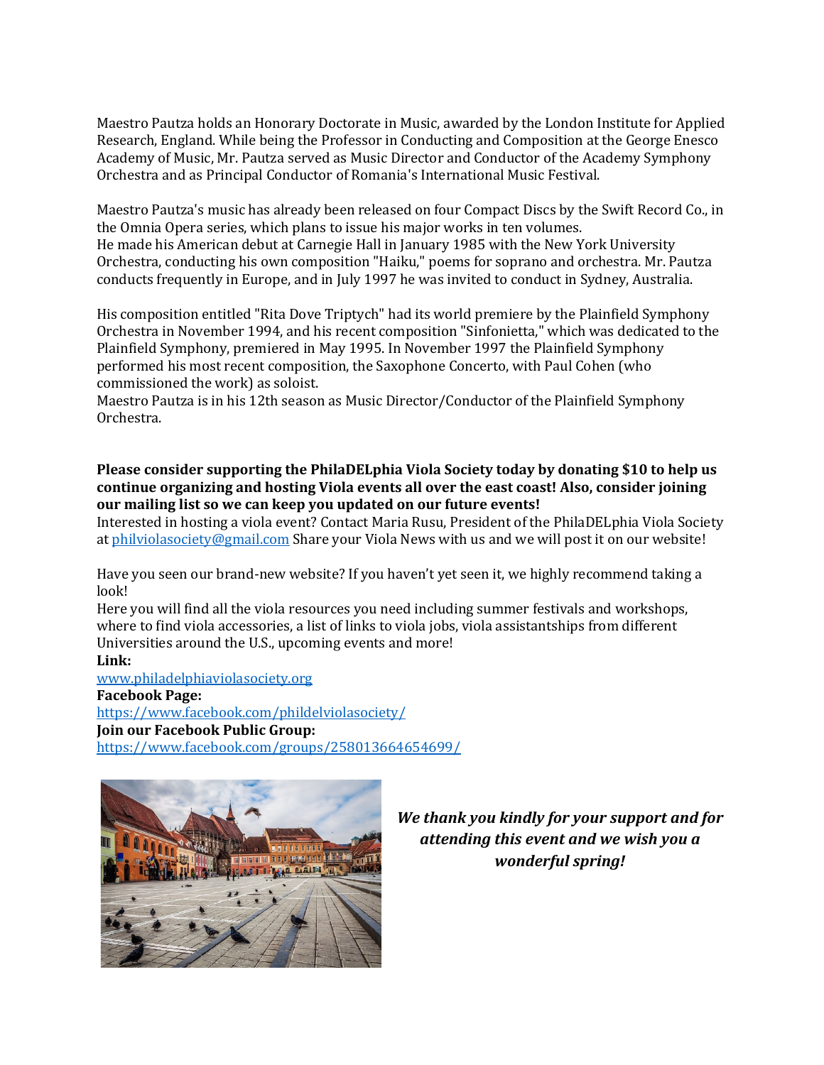Maestro Pautza holds an Honorary Doctorate in Music, awarded by the London Institute for Applied Research, England. While being the Professor in Conducting and Composition at the George Enesco Academy of Music, Mr. Pautza served as Music Director and Conductor of the Academy Symphony Orchestra and as Principal Conductor of Romania's International Music Festival.

Maestro Pautza's music has already been released on four Compact Discs by the Swift Record Co., in the Omnia Opera series, which plans to issue his major works in ten volumes.
He made his American debut at Carnegie Hall in January 1985 with the New York University Orchestra, conducting his own composition "Haiku," poems for soprano and orchestra. Mr. Pautza conducts frequently in Europe, and in July 1997 he was invited to conduct in Sydney, Australia.

His composition entitled "Rita Dove Triptych" had its world premiere by the Plainfield Symphony Orchestra in November 1994, and his recent composition "Sinfonietta," which was dedicated to the Plainfield Symphony, premiered in May 1995. In November 1997 the Plainfield Symphony performed his most recent composition, the Saxophone Concerto, with Paul Cohen (who commissioned the work) as soloist.
Maestro Pautza is in his 12th season as Music Director/Conductor of the Plainfield Symphony Orchestra.

**Please consider supporting the PhilaDELphia Viola Society today by donating $10 to help us continue organizing and hosting Viola events all over the east coast! Also, consider joining our mailing list so we can keep you updated on our future events!**
Interested in hosting a viola event? Contact Maria Rusu, President of the PhilaDELphia Viola Society at [philviolasociety@gmail.com](mailto:philviolasociety@gmail.com) Share your Viola News with us and we will post it on our website!

Have you seen our brand-new website? If you haven't yet seen it, we highly recommend taking a look!
Here you will find all the viola resources you need including summer festivals and workshops, where to find viola accessories, a list of links to viola jobs, viola assistantships from different Universities around the U.S., upcoming events and more!
**Link:**
[www.philadelphiaviolasociety.org](http://www.philadelphiaviolasociety.org)
**Facebook Page:**
[https://www.facebook.com/phildelviolasociety/](https://www.facebook.com/phildelviolasociety/)
**Join our Facebook Public Group:**
[https://www.facebook.com/groups/258013664654699/](https://www.facebook.com/groups/258013664654699/)

***We thank you kindly for your support and for attending this event and we wish you a wonderful spring!***